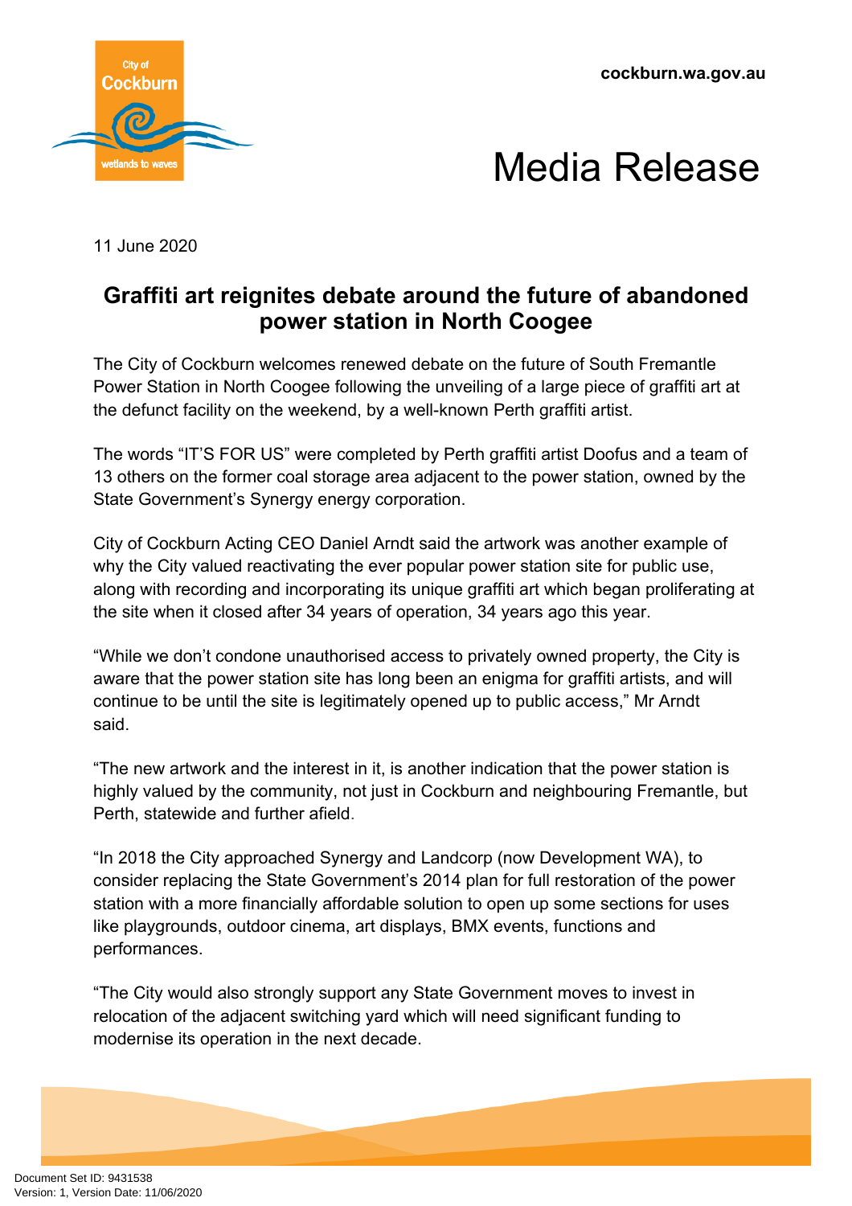cockburn.wa.gov.au

# Media Release

11 June 2020

## Graffiti art reignites debate around the future of abandoned power station in North Coogee

The City of Cockburn welcomes renewed debate on the future of South Fremantle Power Station in North Coogee following the unveiling of a large piece of graffiti art at the defunct facility on the weekend, by a well-known Perth graffiti artist.

The words "IT'S FOR US" were completed by Perth graffiti artist Doofus and a team of 13 others on the former coal storage area adjacent to the power station, owned by the State Government's Synergy energy corporation.

City of Cockburn Acting CEO Daniel Arndt said the artwork was another example of why the City valued reactivating the ever popular power station site for public use, along with recording and incorporating its unique graffiti art which began proliferating at the site when it closed after 34 years of operation, 34 years ago this year.

"While we don't condone unauthorised access to privately owned property, the City is aware that the power station site has long been an enigma for graffiti artists, and will continue to be until the site is legitimately opened up to public access," Mr Arndt said.

"The new artwork and the interest in it, is another indication that the power station is highly valued by the community, not just in Cockburn and neighbouring Fremantle, but Perth, statewide and further afield.

"In 2018 the City approached Synergy and Landcorp (now Development WA), to consider replacing the State Government's 2014 plan for full restoration of the power station with a more financially affordable solution to open up some sections for uses like playgrounds, outdoor cinema, art displays, BMX events, functions and performances.

"The City would also strongly support any State Government moves to invest in relocation of the adjacent switching yard which will need significant funding to modernise its operation in the next decade.

Document Set ID: 9431538
Version: 1, Version Date: 11/06/2020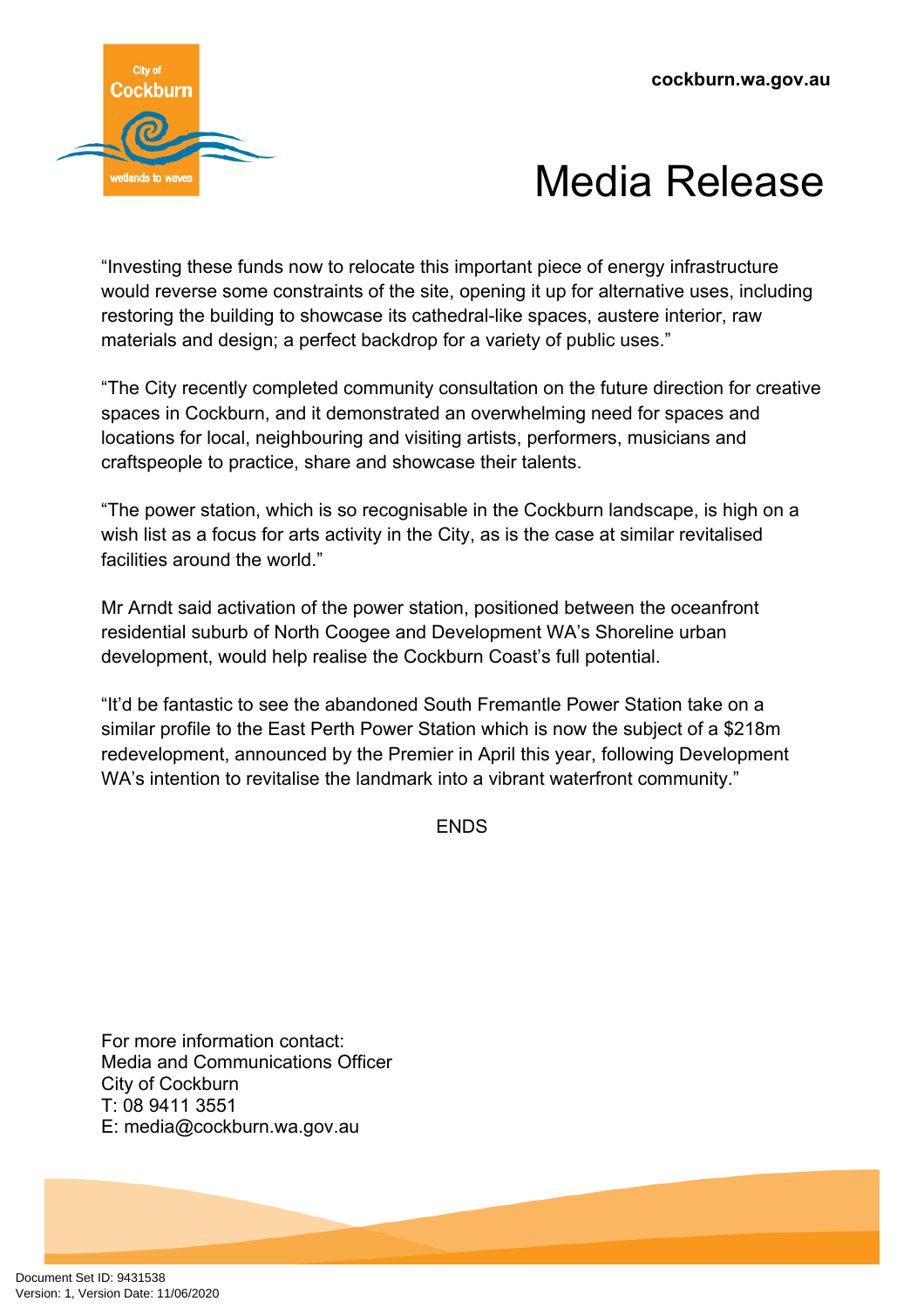“Investing these funds now to relocate this important piece of energy infrastructure would reverse some constraints of the site, opening it up for alternative uses, including restoring the building to showcase its cathedral-like spaces, austere interior, raw materials and design; a perfect backdrop for a variety of public uses.”

“The City recently completed community consultation on the future direction for creative spaces in Cockburn, and it demonstrated an overwhelming need for spaces and locations for local, neighbouring and visiting artists, performers, musicians and craftspeople to practice, share and showcase their talents.

“The power station, which is so recognisable in the Cockburn landscape, is high on a wish list as a focus for arts activity in the City, as is the case at similar revitalised facilities around the world.”

Mr Arndt said activation of the power station, positioned between the oceanfront residential suburb of North Coogee and Development WA’s Shoreline urban development, would help realise the Cockburn Coast’s full potential.

“It’d be fantastic to see the abandoned South Fremantle Power Station take on a similar profile to the East Perth Power Station which is now the subject of a $218m redevelopment, announced by the Premier in April this year, following Development WA’s intention to revitalise the landmark into a vibrant waterfront community.”

ENDS

For more information contact:
Media and Communications Officer
City of Cockburn
T: 08 9411 3551
E: media@cockburn.wa.gov.au